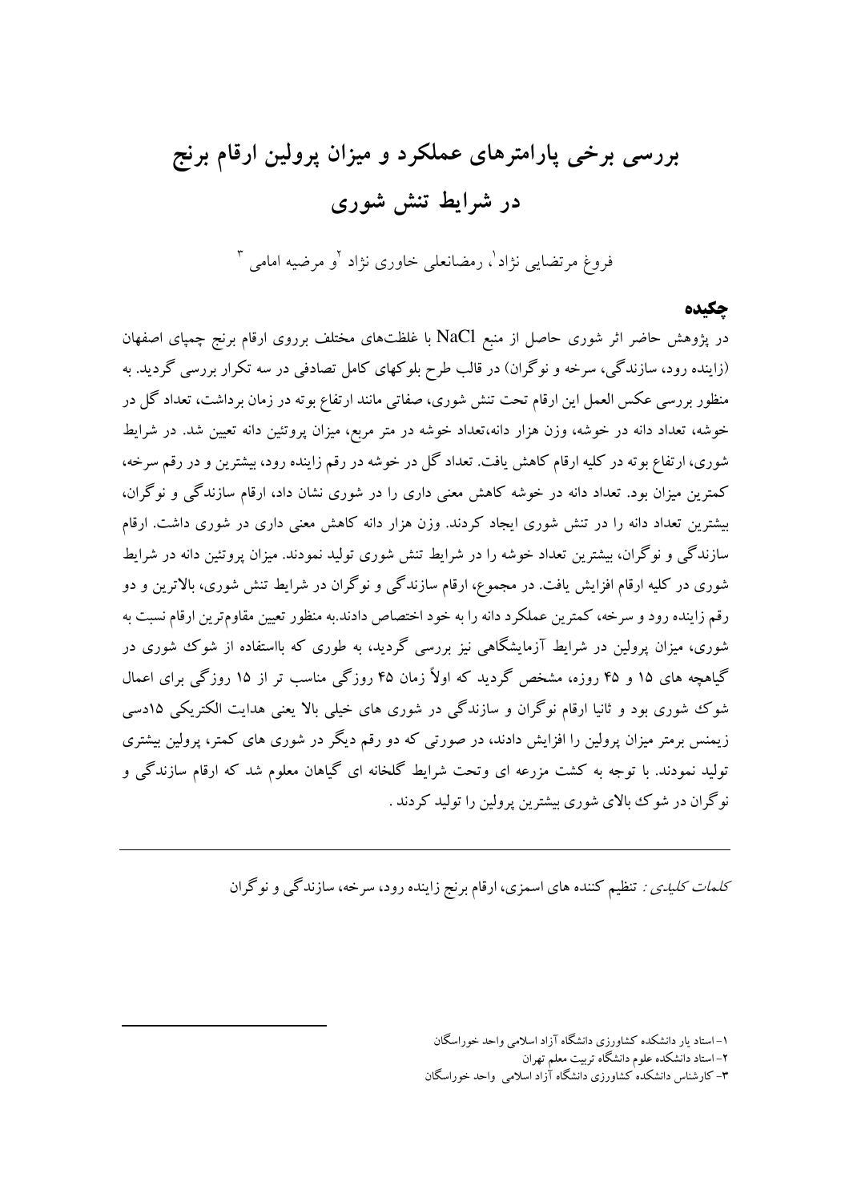# بررسی برخی پارامترهای عملکرد و میزان پرولین ارقام برنج در شرایط تنش شوری

فروغ مرتضایی نژاد[1]، رمضانعلی خاوری نژاد [2]و مرضیه امامی [3]

## چکیده

در پژوهش حاضر اثر شوری حاصل از منبع NaCl با غلظت‌های مختلف برروی ارقام برنج چمپای اصفهان (زاینده رود، سازندگی، سرخه و نوگران) در قالب طرح بلوکهای کامل تصادفی در سه تکرار بررسی گردید. به منظور بررسی عکس العمل این ارقام تحت تنش شوری، صفاتی مانند ارتفاع بوته در زمان برداشت، تعداد گل در خوشه، تعداد دانه در خوشه، وزن هزار دانه،تعداد خوشه در متر مربع، میزان پروتئین دانه تعیین شد. در شرایط شوری، ارتفاع بوته در کلیه ارقام کاهش یافت. تعداد گل در خوشه در رقم زاینده رود، بیشترین و در رقم سرخه، کمترین میزان بود. تعداد دانه در خوشه کاهش معنی داری را در شوری نشان داد، ارقام سازندگی و نوگران، بیشترین تعداد دانه را در تنش شوری ایجاد کردند. وزن هزار دانه کاهش معنی داری در شوری داشت. ارقام سازندگی و نوگران، بیشترین تعداد خوشه را در شرایط تنش شوری تولید نمودند. میزان پروتئین دانه در شرایط شوری در کلیه ارقام افزایش یافت. در مجموع، ارقام سازندگی و نوگران در شرایط تنش شوری، بالاترین و دو رقم زاینده رود و سرخه، کمترین عملکرد دانه را به خود اختصاص دادند.به منظور تعیین مقاوم‌ترین ارقام نسبت به شوری، میزان پرولین در شرایط آزمایشگاهی نیز بررسی گردید، به طوری که بااستفاده از شوک شوری در گیاهچه های ۱۵ و ۴۵ روزه، مشخص گردید که اولاً زمان ۴۵ روزگی مناسب تر از ۱۵ روزگی برای اعمال شوک شوری بود و ثانیا ارقام نوگران و سازندگی در شوری های خیلی بالا یعنی هدایت الکتریکی ۱۵دسی زیمنس برمتر میزان پرولین را افزایش دادند، در صورتی که دو رقم دیگر در شوری های کمتر، پرولین بیشتری تولید نمودند. با توجه به کشت مزرعه ای وتحت شرایط گلخانه ای گیاهان معلوم شد که ارقام سازندگی و نوگران در شوک بالای شوری بیشترین پرولین را تولید کردند .

*کلمات کلیدی :* تنظیم کننده های اسمزی، ارقام برنج زاینده رود، سرخه، سازندگی و نوگران

---

۱- استاد یار دانشکده کشاورزی دانشگاه آزاد اسلامی واحد خوراسگان

۲- استاد دانشکده علوم دانشگاه تربیت معلم تهران

۳- کارشناس دانشکده کشاورزی دانشگاه آزاد اسلامی واحد خوراسگان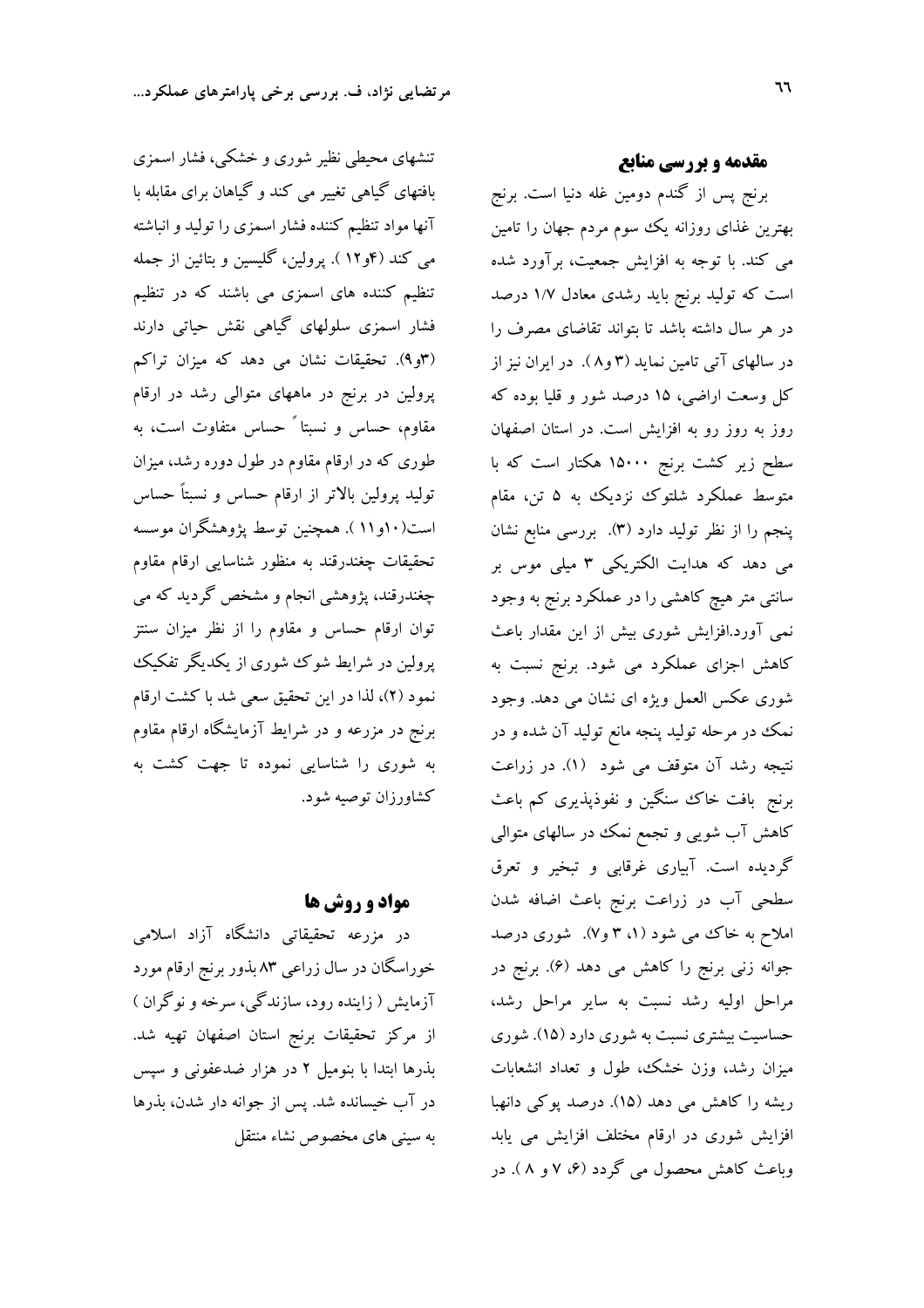## مقدمه و بررسی منابع

برنج پس از گندم دومین غله دنیا است. برنج بهترین غذای روزانه یک سوم مردم جهان را تامین می کند. با توجه به افزایش جمعیت، برآورد شده است که تولید برنج باید رشدی معادل ۱/۷ درصد در هر سال داشته باشد تا بتواند تقاضای مصرف را در سالهای آتی تامین نماید (۳ و۸). در ایران نیز از کل وسعت اراضی، ۱۵ درصد شور و قلیا بوده که روز به روز رو به افزایش است. در استان اصفهان سطح زیر کشت برنج ۱۵۰۰۰ هکتار است که با متوسط عملکرد شلتوک نزدیک به ۵ تن، مقام پنجم را از نظر تولید دارد (۳). بررسی منابع نشان می دهد که هدایت الکتریکی ۳ میلی موس بر سانتی متر هیچ کاهشی را در عملکرد برنج به وجود نمی آورد.افزایش شوری بیش از این مقدار باعث کاهش اجزای عملکرد می شود. برنج نسبت به شوری عکس العمل ویژه ای نشان می دهد. وجود نمک در مرحله تولید پنجه مانع تولید آن شده و در نتیجه رشد آن متوقف می شود (۱). در زراعت برنج بافت خاک سنگین و نفوذپذیری کم باعث کاهش آب شویی و تجمع نمک در سالهای متوالی گردیده است. آبیاری غرقابی و تبخیر و تعرق سطحی آب در زراعت برنج باعث اضافه شدن املاح به خاک می شود (۱، ۳ و۷). شوری درصد جوانه زنی برنج را کاهش می دهد (۶). برنج در مراحل اولیه رشد نسبت به سایر مراحل رشد، حساسیت بیشتری نسبت به شوری دارد (۱۵). شوری میزان رشد، وزن خشک، طول و تعداد انشعابات ریشه را کاهش می دهد (۱۵). درصد پوکی دانها افزایش شوری در ارقام مختلف افزایش می یابد وباعث کاهش محصول می گردد (۶، ۷ و ۸). در تنشهای محیطی نظیر شوری و خشکی، فشار اسمزی بافتهای گیاهی تغییر می کند و گیاهان برای مقابله با آنها مواد تنظیم کننده فشار اسمزی را تولید و انباشته می کند (۴و۱۲). پرولین، گلیسین و بتائین از جمله تنظیم کننده های اسمزی می باشند که در تنظیم فشار اسمزی سلولهای گیاهی نقش حیاتی دارند (۳و۹). تحقیقات نشان می دهد که میزان تراکم پرولین در برنج در ماههای متوالی رشد در ارقام مقاوم، حساس و نسبتاً حساس متفاوت است، به طوری که در ارقام مقاوم در طول دوره رشد، میزان تولید پرولین بالاتر از ارقام حساس و نسبتاً حساس است(۱۰و۱۱). همچنین توسط پژوهشگران موسسه تحقیقات چغندرقند به منظور شناسایی ارقام مقاوم چغندرقند، پژوهشی انجام و مشخص گردید که می توان ارقام حساس و مقاوم را از نظر میزان سنتز پرولین در شرایط شوک شوری از یکدیگر تفکیک نمود (۲)، لذا در این تحقیق سعی شد با کشت ارقام برنج در مزرعه و در شرایط آزمایشگاه ارقام مقاوم به شوری را شناسایی نموده تا جهت کشت به کشاورزان توصیه شود.

## مواد و روش ها

در مزرعه تحقیقاتی دانشگاه آزاد اسلامی خوراسگان در سال زراعی ۸۳ بذور برنج ارقام مورد آزمایش ( زاینده رود، سازندگی، سرخه و نوگران ) از مرکز تحقیقات برنج استان اصفهان تهیه شد. بذرها ابتدا با بنومیل ۲ در هزار ضدعفونی و سپس در آب خیسانده شد. پس از جوانه دار شدن، بذرها به سینی های مخصوص نشاء منتقل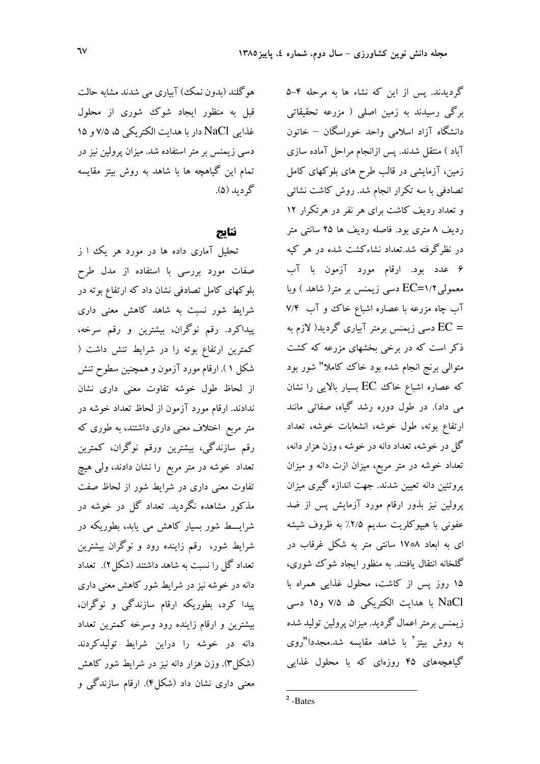گردیدند. پس از این که نشاء ها به مرحله ۴-۵ برگی رسیدند به زمین اصلی ( مزرعه تحقیقاتی دانشگاه آزاد اسلامی واحد خوراسگان – خاتون آباد ) منتقل شدند. پس ازانجام مراحل آماده سازی زمین، آزمایشی در قالب طرح های بلوکهای کامل تصادفی با سه تکرار انجام شد. روش کاشت نشائی و تعداد ردیف کاشت برای هر نفر در هرتکرار ۱۲ ردیف ۸ متری بود. فاصله ردیف ها ۲۵ سانتی متر در نظرگرفته شد.تعداد نشاءکشت شده در هر کپه ۶ عدد بود. ارقام مورد آزمون با آب معمولیEC=۱/۲ دسی زیمنس بر متر( شاهد ) وبا آب چاه مزرعه با عصاره اشباع خاک و آب ۷/۴ = EC دسی زیمنس برمتر آبیاری گردید( لازم به ذکر است که در برخی بخشهای مزرعه که کشت متوالی برنج انجام شده بود خاک کاملا" شور بود که عصاره اشباع خاک EC بسیار بالایی را نشان می داد). در طول دوره رشد گیاه، صفاتی مانند ارتفاع بوته، طول خوشه، انشعابات خوشه، تعداد گل در خوشه، تعداد دانه در خوشه ، وزن هزار دانه، تعداد خوشه در متر مربع، میزان ازت دانه و میزان پروتئین دانه تعیین شدند. جهت اندازه گیری میزان پرولین نیز بذور ارقام مورد آزمایش پس از ضد عفونی با هیپوکلریت سدیم ۲/۵٪ به ظروف شیشه ای به ابعاد ۸*۱۷ سانتی متر به شکل غرقاب در گلخانه انتقال یافتند. به منظور ایجاد شوک شوری، ۱۵ روز پس از کاشت، محلول غذایی همراه با NaCl با هدایت الکتریکی ۵، ۷/۵ و۱۵ دسی زیمنس برمتر اعمال گردید. میزان پرولین تولید شده به روش بیتز[2] با شاهد مقایسه شد.مجددا"روی گیاهچه‌های ۴۵ روزه‌ای که با محلول غذایی هوگلند (بدون نمک) آبیاری می شدند مشابه حالت قبل به منظور ایجاد شوک شوری از محلول غذایی NaCl دار با هدایت الکتریکی ۵، ۷/۵ و ۱۵ دسی زیمنس بر متر استفاده شد. میزان پرولین نیز در تمام این گیاهچه ها با شاهد به روش بیتز مقایسه گردید (۵).

[2] -Bates

## نتایج

تحلیل آماری داده ها در مورد هر یک ا ز صفات مورد بررسی با استفاده از مدل طرح بلوکهای کامل تصادفی نشان داد که ارتفاع بوته در شرایط شور نسبت به شاهد کاهش معنی داری پیداکرد. رقم نوگران، بیشترین و رقم سرخه، کمترین ارتفاع بوته را در شرایط تنش داشت ( شکل ۱ ). ارقام مورد آزمون و همچنین سطوح تنش از لحاظ طول خوشه تفاوت معنی داری نشان ندادند. ارقام مورد آزمون از لحاظ تعداد خوشه در متر مربع اختلاف معنی داری داشتند، به طوری که رقم سازندگی، بیشترین ورقم نوگران، کمترین تعداد خوشه در متر مربع را نشان دادند، ولی هیچ تفاوت معنی داری در شرایط شور از لحاظ صفت مذکور مشاهده نگردید. تعداد گل در خوشه در شرایط شور بسیار کاهش می یابد، بطوریکه در شرایط شور، رقم زاینده رود و نوگران بیشترین تعداد گل را نسبت به شاهد داشتند (شکل۲). تعداد دانه در خوشه نیز در شرایط شور کاهش معنی داری پیدا کرد، بطوریکه ارقام سازندگی و نوگران، بیشترین و ارقام زاینده رود وسرخه کمترین تعداد دانه در خوشه را دراین شرایط تولیدکردند (شکل۳). وزن هزار دانه نیز در شرایط شور کاهش معنی داری نشان داد (شکل۴). ارقام سازندگی و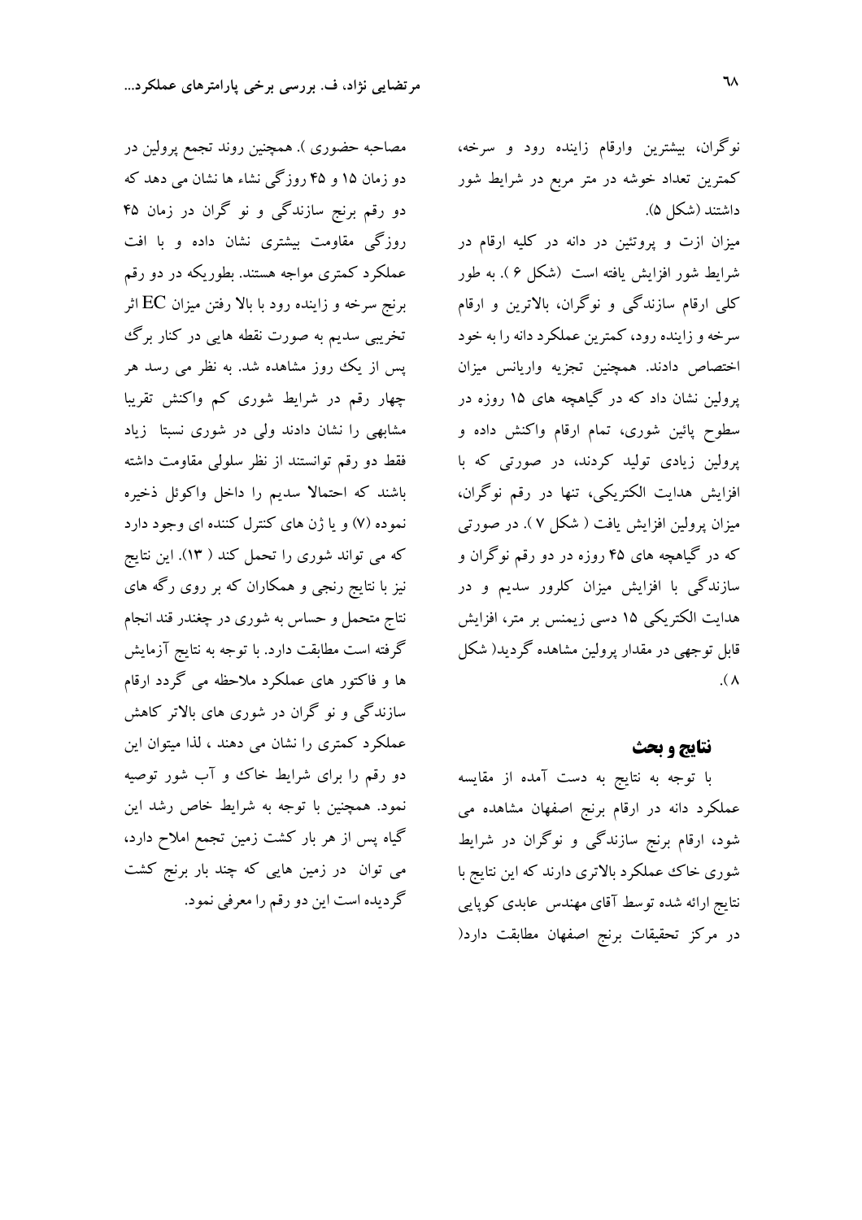نوگران، بیشترین وارقام زاینده رود و سرخه، کمترین تعداد خوشه در متر مربع در شرایط شور داشتند (شکل ۵).

میزان ازت و پروتئین در دانه در کلیه ارقام در شرایط شور افزایش یافته است (شکل ۶). به طور کلی ارقام سازندگی و نوگران، بالاترین و ارقام سرخه و زاینده رود، کمترین عملکرد دانه را به خود اختصاص دادند. همچنین تجزیه واریانس میزان پرولین نشان داد که در گیاهچه های ۱۵ روزه در سطوح پائین شوری، تمام ارقام واکنش داده و پرولین زیادی تولید کردند، در صورتی که با افزایش هدایت الکتریکی، تنها در رقم نوگران، میزان پرولین افزایش یافت ( شکل ۷ ). در صورتی که در گیاهچه های ۴۵ روزه در دو رقم نوگران و سازندگی با افزایش میزان کلرور سدیم و در هدایت الکتریکی ۱۵ دسی زیمنس بر متر، افزایش قابل توجهی در مقدار پرولین مشاهده گردید( شکل ۸ ).

## نتایج و بحث

با توجه به نتایج به دست آمده از مقایسه عملکرد دانه در ارقام برنج اصفهان مشاهده می شود، ارقام برنج سازندگی و نوگران در شرایط شوری خاک عملکرد بالاتری دارند که این نتایج با نتایج ارائه شده توسط آقای مهندس عابدی کوپایی در مرکز تحقیقات برنج اصفهان مطابقت دارد( مصاحبه حضوری ). همچنین روند تجمع پرولین در دو زمان ۱۵ و ۴۵ روزگی نشاء ها نشان می دهد که دو رقم برنج سازندگی و نو گران در زمان ۴۵ روزگی مقاومت بیشتری نشان داده و با افت عملکرد کمتری مواجه هستند. بطوریکه در دو رقم برنج سرخه و زاینده رود با بالا رفتن میزان EC اثر تخریبی سدیم به صورت نقطه هایی در کنار برگ پس از یک روز مشاهده شد. به نظر می رسد هر چهار رقم در شرایط شوری کم واکنش تقریبا مشابهی را نشان دادند ولی در شوری نسبتا زیاد فقط دو رقم توانستند از نظر سلولی مقاومت داشته باشند که احتمالا سدیم را داخل واکوئل ذخیره نموده (۷) و یا ژن های کنترل کننده ای وجود دارد که می تواند شوری را تحمل کند ( ۱۳). این نتایج نیز با نتایج رنجی و همکاران که بر روی رگه های نتاج متحمل و حساس به شوری در چغندر قند انجام گرفته است مطابقت دارد. با توجه به نتایج آزمایش ها و فاکتور های عملکرد ملاحظه می گردد ارقام سازندگی و نو گران در شوری های بالاتر کاهش عملکرد کمتری را نشان می دهند ، لذا میتوان این دو رقم را برای شرایط خاک و آب شور توصیه نمود. همچنین با توجه به شرایط خاص رشد این گیاه پس از هر بار کشت زمین تجمع املاح دارد، می توان در زمین هایی که چند بار برنج کشت گردیده است این دو رقم را معرفی نمود.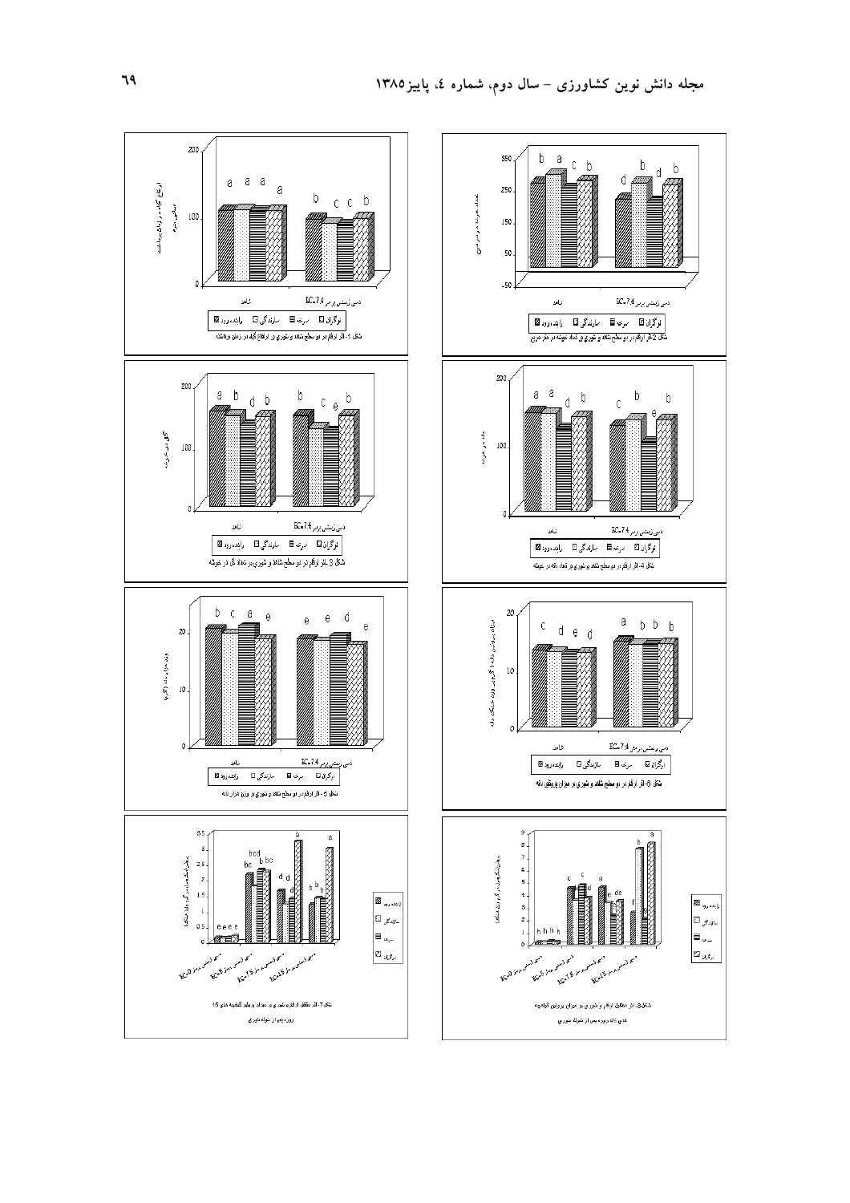شکل 2- اثر ارقام در دو سطح شاهد و شوری بر تعداد خوشه در متر مربع

شکل 1- اثر ارقام در دو سطح شاهد و شوری بر ارتفاع گیاه در زمان برداشت

شکل 4- اثر ارقام در دو سطح شاهد و شوری بر تعداد دانه در خوشه

شکل 3- اثر ارقام در دو سطح شاهد و شوری بر تعداد گل در خوشه

شکل 6- اثر ارقام در دو سطح شاهد و شوری بر میزان پروتئین دانه

شکل 5- اثر ارقام در دو سطح شاهد و شوری بر وزن هزار دانه

شکل 8- اثر متقابل ارقام و شوری بر میزان پرولین گیاهچه های 15 روزه پس از تنش شوری

شکل 7- اثر متقابل ارقام و شوری و میزان پرولین گیاهچه های 15 روزه پس از تنش شوری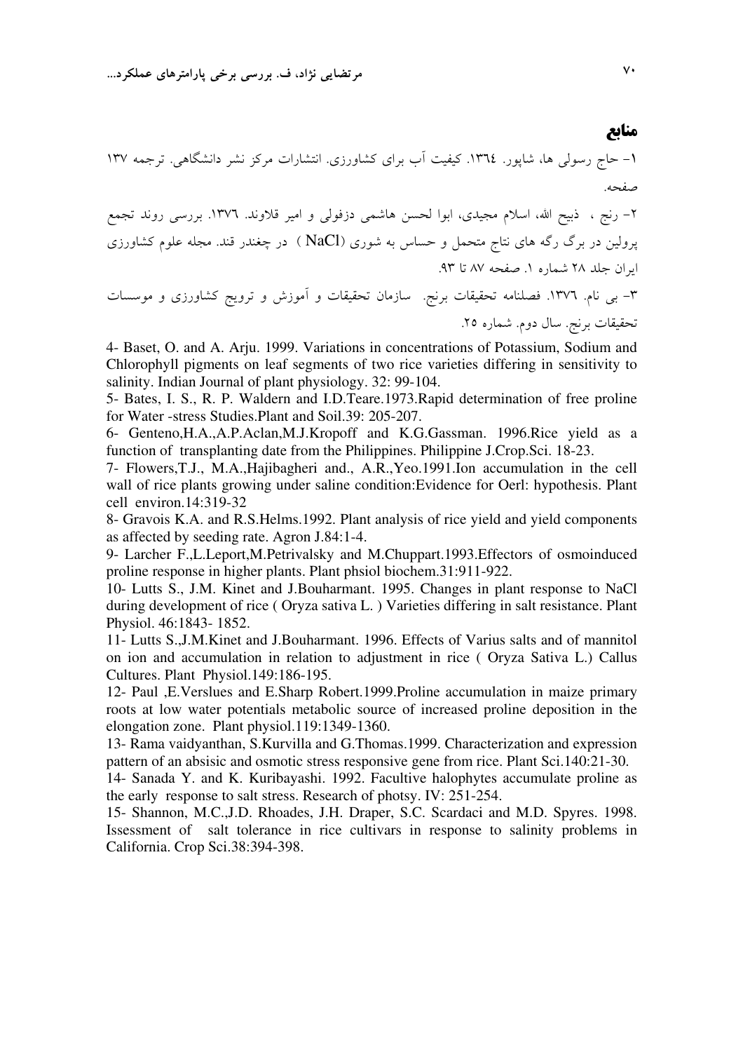## منابع

۱- حاج رسولی ها، شاپور. ۱۳٦٤. کیفیت آب برای کشاورزی. انتشارات مرکز نشر دانشگاهی. ترجمه ۱۳۷ صفحه.

۲- رنج ، ذبیح الله، اسلام مجیدی، ابوا لحسن هاشمی دزفولی و امیر قلاوند. ۱۳۷٦. بررسی روند تجمع پرولین در برگ رگه های نتاج متحمل و حساس به شوری (NaCl ) در چغندر قند. مجله علوم کشاورزی ایران جلد ۲۸ شماره ۱. صفحه ۸۷ تا ۹۳.

۳- بی نام. ۱۳۷٦. فصلنامه تحقیقات برنج. سازمان تحقیقات و آموزش و ترویج کشاورزی و موسسات تحقیقات برنج. سال دوم. شماره ۲۵.

4- Baset, O. and A. Arju. 1999. Variations in concentrations of Potassium, Sodium and Chlorophyll pigments on leaf segments of two rice varieties differing in sensitivity to salinity. Indian Journal of plant physiology. 32: 99-104.

5- Bates, I. S., R. P. Waldern and I.D.Teare.1973.Rapid determination of free proline for Water -stress Studies.Plant and Soil.39: 205-207.

6- Genteno,H.A.,A.P.Aclan,M.J.Kropoff and K.G.Gassman. 1996.Rice yield as a function of transplanting date from the Philippines. Philippine J.Crop.Sci. 18-23.

7- Flowers,T.J., M.A.,Hajibagheri and., A.R.,Yeo.1991.Ion accumulation in the cell wall of rice plants growing under saline condition:Evidence for Oerl: hypothesis. Plant cell environ.14:319-32

8- Gravois K.A. and R.S.Helms.1992. Plant analysis of rice yield and yield components as affected by seeding rate. Agron J.84:1-4.

9- Larcher F.,L.Leport,M.Petrivalsky and M.Chuppart.1993.Effectors of osmoinduced proline response in higher plants. Plant phsiol biochem.31:911-922.

10- Lutts S., J.M. Kinet and J.Bouharmant. 1995. Changes in plant response to NaCl during development of rice ( Oryza sativa L. ) Varieties differing in salt resistance. Plant Physiol. 46:1843- 1852.

11- Lutts S.,J.M.Kinet and J.Bouharmant. 1996. Effects of Varius salts and of mannitol on ion and accumulation in relation to adjustment in rice ( Oryza Sativa L.) Callus Cultures. Plant Physiol.149:186-195.

12- Paul ,E.Verslues and E.Sharp Robert.1999.Proline accumulation in maize primary roots at low water potentials metabolic source of increased proline deposition in the elongation zone. Plant physiol.119:1349-1360.

13- Rama vaidyanthan, S.Kurvilla and G.Thomas.1999. Characterization and expression pattern of an absisic and osmotic stress responsive gene from rice. Plant Sci.140:21-30.

14- Sanada Y. and K. Kuribayashi. 1992. Facultive halophytes accumulate proline as the early response to salt stress. Research of photsy. IV: 251-254.

15- Shannon, M.C.,J.D. Rhoades, J.H. Draper, S.C. Scardaci and M.D. Spyres. 1998. Issessment of salt tolerance in rice cultivars in response to salinity problems in California. Crop Sci.38:394-398.